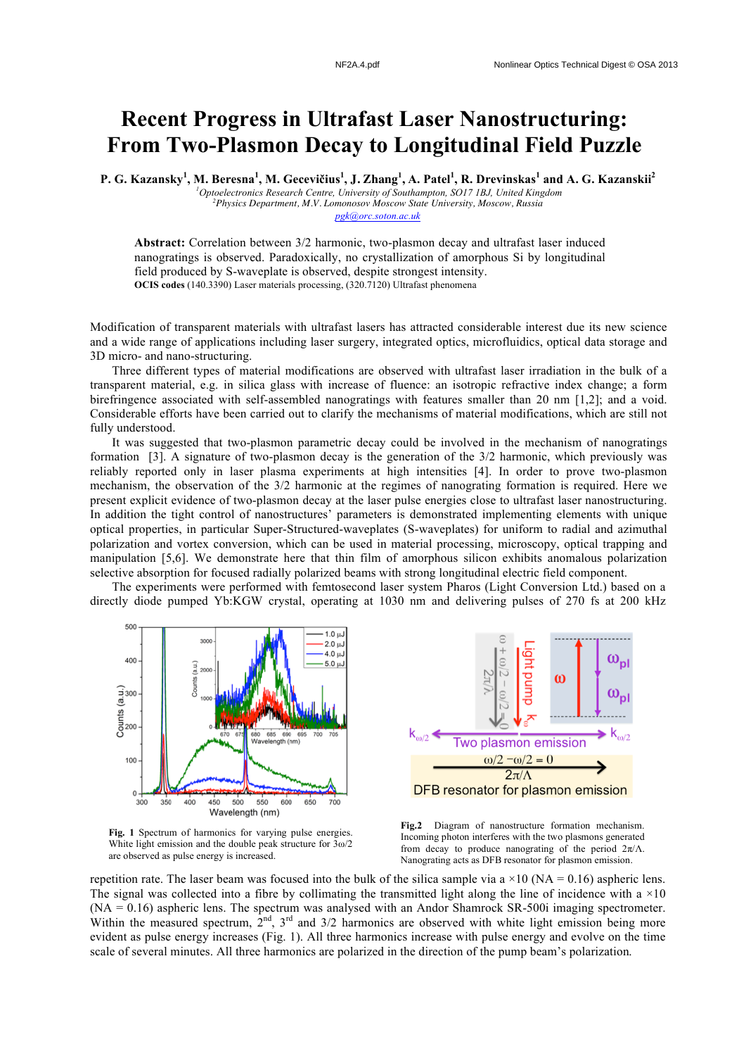# Recent Progress in Ultrafast Laser Nanostructuring: From Two-Plasmon Decay to Longitudinal Field Puzzle

**P. G. Kazansky[1], M. Beresna[1], M. Gecevičius[1], J. Zhang[1], A. Patel[1], R. Drevinskas[1] and A. G. Kazanskii[2]**

*[1]Optoelectronics Research Centre, University of Southampton, SO17 1BJ, United Kingdom*
*[2]Physics Department, M.V. Lomonosov Moscow State University, Moscow, Russia*
pgk@orc.soton.ac.uk

**Abstract:** Correlation between 3/2 harmonic, two-plasmon decay and ultrafast laser induced nanogratings is observed. Paradoxically, no crystallization of amorphous Si by longitudinal field produced by S-waveplate is observed, despite strongest intensity.

**OCIS codes** (140.3390) Laser materials processing, (320.7120) Ultrafast phenomena

Modification of transparent materials with ultrafast lasers has attracted considerable interest due its new science and a wide range of applications including laser surgery, integrated optics, microfluidics, optical data storage and 3D micro- and nano-structuring.

Three different types of material modifications are observed with ultrafast laser irradiation in the bulk of a transparent material, e.g. in silica glass with increase of fluence: an isotropic refractive index change; a form birefringence associated with self-assembled nanogratings with features smaller than 20 nm [1,2]; and a void. Considerable efforts have been carried out to clarify the mechanisms of material modifications, which are still not fully understood.

It was suggested that two-plasmon parametric decay could be involved in the mechanism of nanogratings formation [3]. A signature of two-plasmon decay is the generation of the 3/2 harmonic, which previously was reliably reported only in laser plasma experiments at high intensities [4]. In order to prove two-plasmon mechanism, the observation of the 3/2 harmonic at the regimes of nanograting formation is required. Here we present explicit evidence of two-plasmon decay at the laser pulse energies close to ultrafast laser nanostructuring. In addition the tight control of nanostructures' parameters is demonstrated implementing elements with unique optical properties, in particular Super-Structured-waveplates (S-waveplates) for uniform to radial and azimuthal polarization and vortex conversion, which can be used in material processing, microscopy, optical trapping and manipulation [5,6]. We demonstrate here that thin film of amorphous silicon exhibits anomalous polarization selective absorption for focused radially polarized beams with strong longitudinal electric field component.

The experiments were performed with femtosecond laser system Pharos (Light Conversion Ltd.) based on a directly diode pumped Yb:KGW crystal, operating at 1030 nm and delivering pulses of 270 fs at 200 kHz repetition rate. The laser beam was focused into the bulk of the silica sample via a ×10 (NA = 0.16) aspheric lens. The signal was collected into a fibre by collimating the transmitted light along the line of incidence with a ×10 (NA = 0.16) aspheric lens. The spectrum was analysed with an Andor Shamrock SR-500i imaging spectrometer. Within the measured spectrum, 2[nd], 3[rd] and 3/2 harmonics are observed with white light emission being more evident as pulse energy increases (Fig. 1). All three harmonics increase with pulse energy and evolve on the time scale of several minutes. All three harmonics are polarized in the direction of the pump beam's polarization.

**Fig. 1** Spectrum of harmonics for varying pulse energies. White light emission and the double peak structure for $3\omega/2$ are observed as pulse energy is increased.

**Fig.2** Diagram of nanostructure formation mechanism. Incoming photon interferes with the two plasmons generated from decay to produce nanograting of the period $2\pi/\Lambda$. Nanograting acts as DFB resonator for plasmon emission.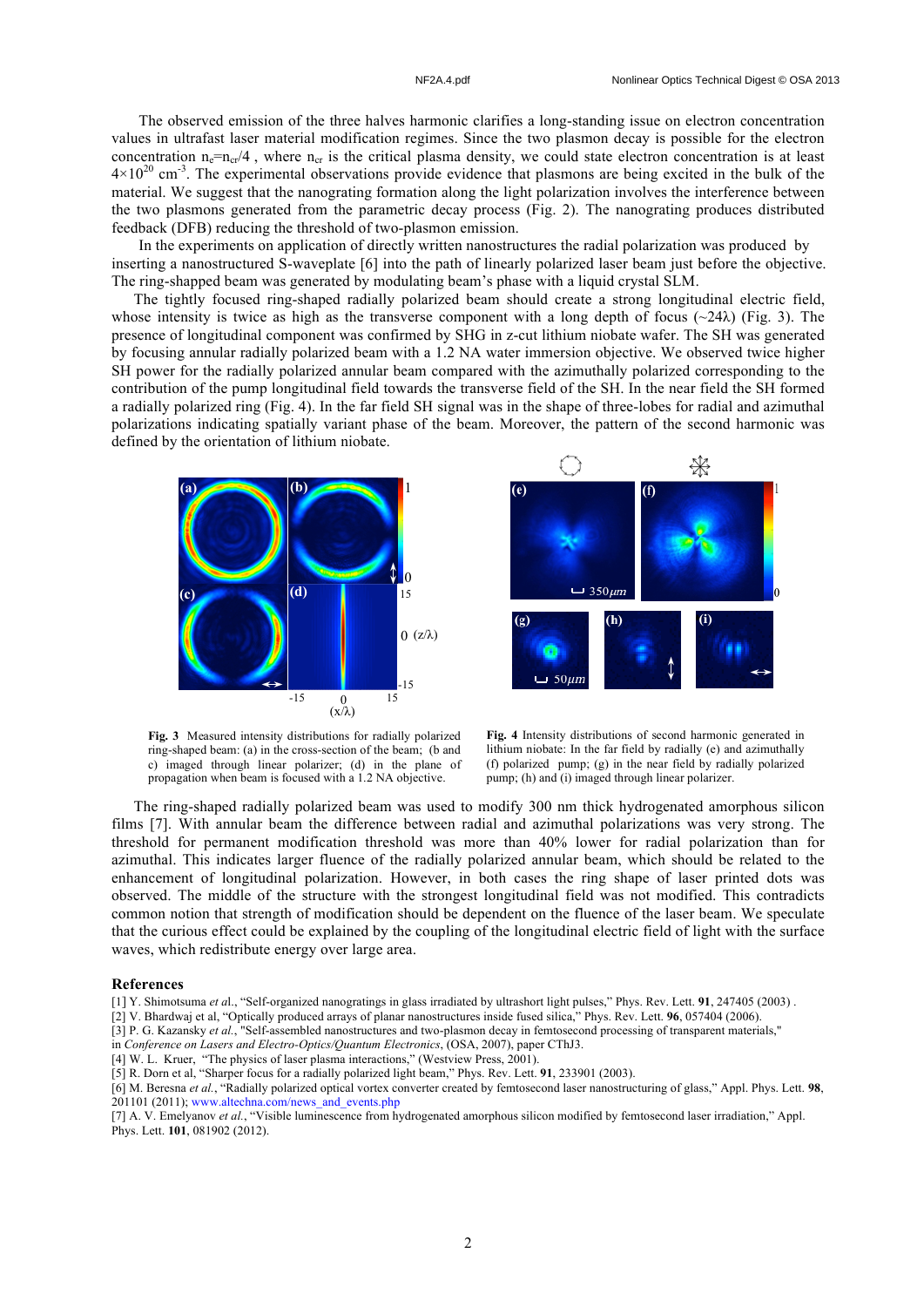The observed emission of the three halves harmonic clarifies a long-standing issue on electron concentration values in ultrafast laser material modification regimes. Since the two plasmon decay is possible for the electron concentration $n_e=n_{cr}/4$ , where $n_{cr}$ is the critical plasma density, we could state electron concentration is at least $4\times10^{20}$ cm$^{-3}$. The experimental observations provide evidence that plasmons are being excited in the bulk of the material. We suggest that the nanograting formation along the light polarization involves the interference between the two plasmons generated from the parametric decay process (Fig. 2). The nanograting produces distributed feedback (DFB) reducing the threshold of two-plasmon emission.

In the experiments on application of directly written nanostructures the radial polarization was produced by inserting a nanostructured S-waveplate [6] into the path of linearly polarized laser beam just before the objective. The ring-shapped beam was generated by modulating beam's phase with a liquid crystal SLM.

The tightly focused ring-shaped radially polarized beam should create a strong longitudinal electric field, whose intensity is twice as high as the transverse component with a long depth of focus (~24λ) (Fig. 3). The presence of longitudinal component was confirmed by SHG in z-cut lithium niobate wafer. The SH was generated by focusing annular radially polarized beam with a 1.2 NA water immersion objective. We observed twice higher SH power for the radially polarized annular beam compared with the azimuthally polarized corresponding to the contribution of the pump longitudinal field towards the transverse field of the SH. In the near field the SH formed a radially polarized ring (Fig. 4). In the far field SH signal was in the shape of three-lobes for radial and azimuthal polarizations indicating spatially variant phase of the beam. Moreover, the pattern of the second harmonic was defined by the orientation of lithium niobate.

(a) (b) (c) (d)
1
0
15
0 (z/λ)
-15
-15 0 15
(x/λ)

**Fig. 3** Measured intensity distributions for radially polarized ring-shaped beam: (a) in the cross-section of the beam; (b and c) imaged through linear polarizer; (d) in the plane of propagation when beam is focused with a 1.2 NA objective.

(e) (f)
350μm
1
0
(g) (h) (i)
50μm

**Fig. 4** Intensity distributions of second harmonic generated in lithium niobate: In the far field by radially (e) and azimuthally (f) polarized pump; (g) in the near field by radially polarized pump; (h) and (i) imaged through linear polarizer.

The ring-shaped radially polarized beam was used to modify 300 nm thick hydrogenated amorphous silicon films [7]. With annular beam the difference between radial and azimuthal polarizations was very strong. The threshold for permanent modification threshold was more than 40% lower for radial polarization than for azimuthal. This indicates larger fluence of the radially polarized annular beam, which should be related to the enhancement of longitudinal polarization. However, in both cases the ring shape of laser printed dots was observed. The middle of the structure with the strongest longitudinal field was not modified. This contradicts common notion that strength of modification should be dependent on the fluence of the laser beam. We speculate that the curious effect could be explained by the coupling of the longitudinal electric field of light with the surface waves, which redistribute energy over large area.

## References

[1] Y. Shimotsuma *et al*., "Self-organized nanogratings in glass irradiated by ultrashort light pulses," Phys. Rev. Lett. **91**, 247405 (2003) .

[2] V. Bhardwaj et al, "Optically produced arrays of planar nanostructures inside fused silica," Phys. Rev. Lett. **96**, 057404 (2006).

[3] P. G. Kazansky *et al.*, "Self-assembled nanostructures and two-plasmon decay in femtosecond processing of transparent materials," in *Conference on Lasers and Electro-Optics/Quantum Electronics*, (OSA, 2007), paper CThJ3.

[4] W. L. Kruer, "The physics of laser plasma interactions," (Westview Press, 2001).

[5] R. Dorn et al, "Sharper focus for a radially polarized light beam," Phys. Rev. Lett. **91**, 233901 (2003).

[6] M. Beresna *et al.*, "Radially polarized optical vortex converter created by femtosecond laser nanostructuring of glass," Appl. Phys. Lett. **98**, 201101 (2011); www.altechna.com/news_and_events.php

[7] A. V. Emelyanov *et al.*, "Visible luminescence from hydrogenated amorphous silicon modified by femtosecond laser irradiation," Appl. Phys. Lett. **101**, 081902 (2012).